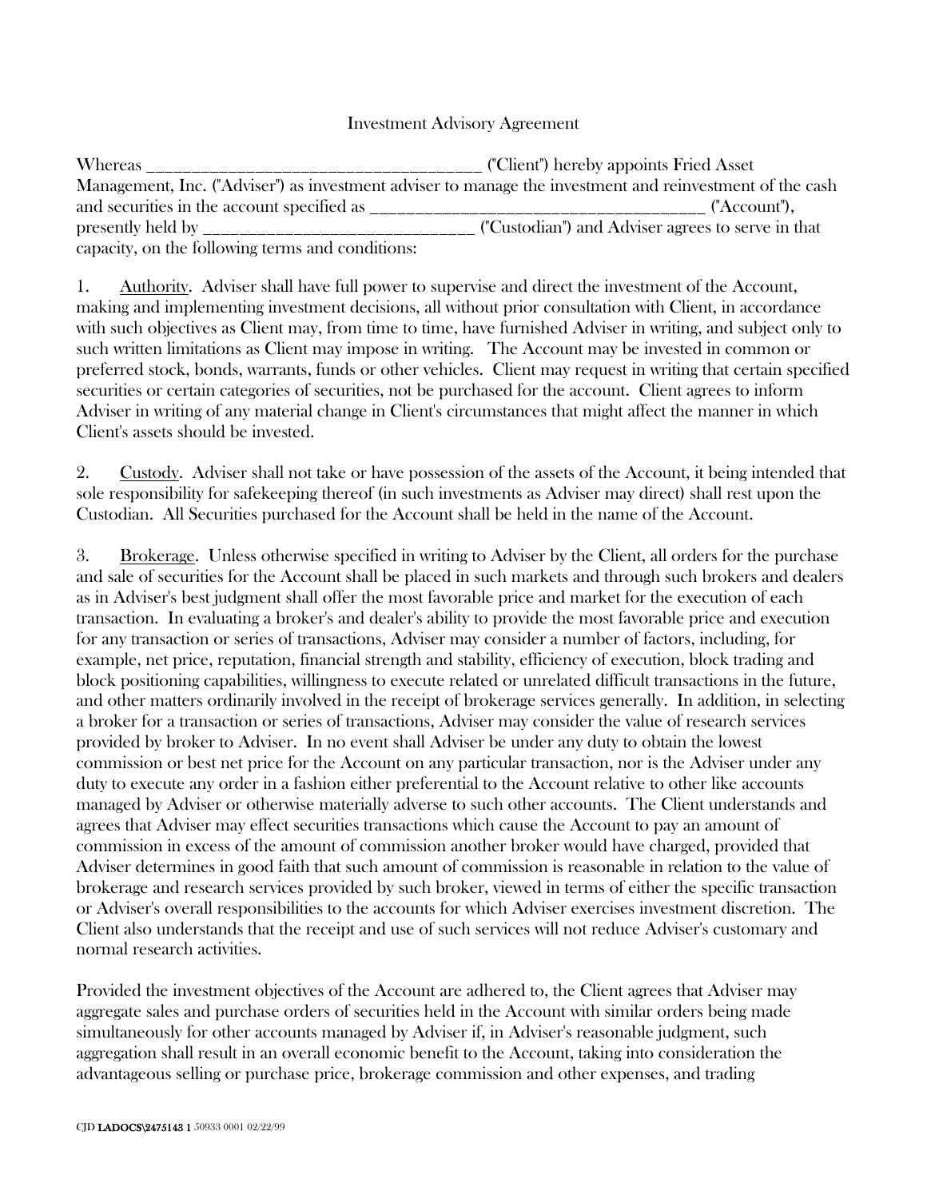# Investment Advisory Agreement

Whereas ______________________________________ ("Client") hereby appoints Fried Asset Management, Inc. ("Adviser") as investment adviser to manage the investment and reinvestment of the cash and securities in the account specified as ____________________________________ ("Account"), presently held by ______________________________ ("Custodian") and Adviser agrees to serve in that capacity, on the following terms and conditions:

1. Authority. Adviser shall have full power to supervise and direct the investment of the Account, making and implementing investment decisions, all without prior consultation with Client, in accordance with such objectives as Client may, from time to time, have furnished Adviser in writing, and subject only to such written limitations as Client may impose in writing. The Account may be invested in common or preferred stock, bonds, warrants, funds or other vehicles. Client may request in writing that certain specified securities or certain categories of securities, not be purchased for the account. Client agrees to inform Adviser in writing of any material change in Client's circumstances that might affect the manner in which Client's assets should be invested.

2. Custody. Adviser shall not take or have possession of the assets of the Account, it being intended that sole responsibility for safekeeping thereof (in such investments as Adviser may direct) shall rest upon the Custodian. All Securities purchased for the Account shall be held in the name of the Account.

3. Brokerage. Unless otherwise specified in writing to Adviser by the Client, all orders for the purchase and sale of securities for the Account shall be placed in such markets and through such brokers and dealers as in Adviser's best judgment shall offer the most favorable price and market for the execution of each transaction. In evaluating a broker's and dealer's ability to provide the most favorable price and execution for any transaction or series of transactions, Adviser may consider a number of factors, including, for example, net price, reputation, financial strength and stability, efficiency of execution, block trading and block positioning capabilities, willingness to execute related or unrelated difficult transactions in the future, and other matters ordinarily involved in the receipt of brokerage services generally. In addition, in selecting a broker for a transaction or series of transactions, Adviser may consider the value of research services provided by broker to Adviser. In no event shall Adviser be under any duty to obtain the lowest commission or best net price for the Account on any particular transaction, nor is the Adviser under any duty to execute any order in a fashion either preferential to the Account relative to other like accounts managed by Adviser or otherwise materially adverse to such other accounts. The Client understands and agrees that Adviser may effect securities transactions which cause the Account to pay an amount of commission in excess of the amount of commission another broker would have charged, provided that Adviser determines in good faith that such amount of commission is reasonable in relation to the value of brokerage and research services provided by such broker, viewed in terms of either the specific transaction or Adviser's overall responsibilities to the accounts for which Adviser exercises investment discretion. The Client also understands that the receipt and use of such services will not reduce Adviser's customary and normal research activities.

Provided the investment objectives of the Account are adhered to, the Client agrees that Adviser may aggregate sales and purchase orders of securities held in the Account with similar orders being made simultaneously for other accounts managed by Adviser if, in Adviser's reasonable judgment, such aggregation shall result in an overall economic benefit to the Account, taking into consideration the advantageous selling or purchase price, brokerage commission and other expenses, and trading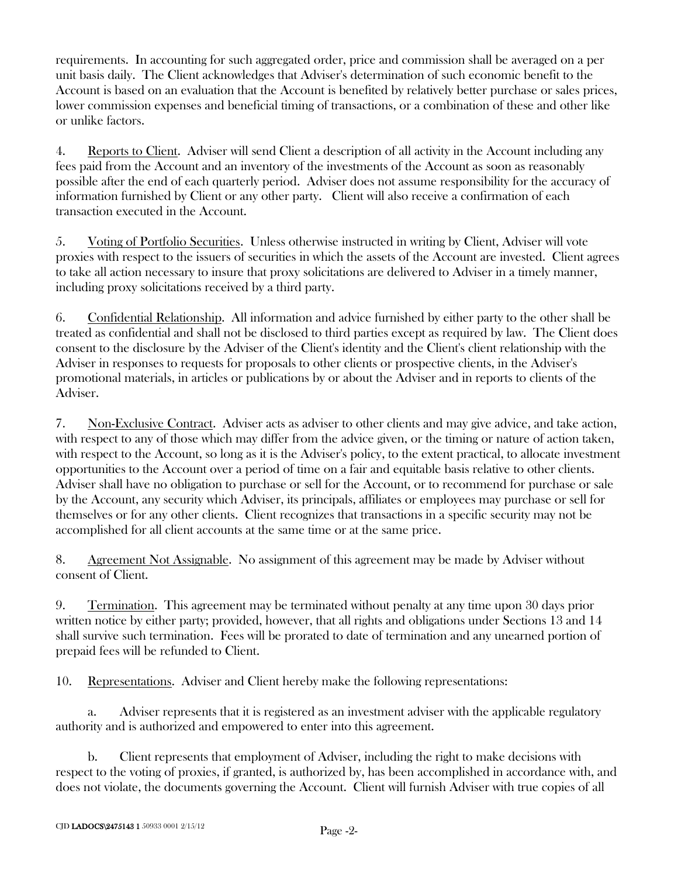requirements. In accounting for such aggregated order, price and commission shall be averaged on a per unit basis daily. The Client acknowledges that Adviser's determination of such economic benefit to the Account is based on an evaluation that the Account is benefited by relatively better purchase or sales prices, lower commission expenses and beneficial timing of transactions, or a combination of these and other like or unlike factors.

4. Reports to Client. Adviser will send Client a description of all activity in the Account including any fees paid from the Account and an inventory of the investments of the Account as soon as reasonably possible after the end of each quarterly period. Adviser does not assume responsibility for the accuracy of information furnished by Client or any other party. Client will also receive a confirmation of each transaction executed in the Account.

5. Voting of Portfolio Securities. Unless otherwise instructed in writing by Client, Adviser will vote proxies with respect to the issuers of securities in which the assets of the Account are invested. Client agrees to take all action necessary to insure that proxy solicitations are delivered to Adviser in a timely manner, including proxy solicitations received by a third party.

6. Confidential Relationship. All information and advice furnished by either party to the other shall be treated as confidential and shall not be disclosed to third parties except as required by law. The Client does consent to the disclosure by the Adviser of the Client's identity and the Client's client relationship with the Adviser in responses to requests for proposals to other clients or prospective clients, in the Adviser's promotional materials, in articles or publications by or about the Adviser and in reports to clients of the Adviser.

7. Non-Exclusive Contract. Adviser acts as adviser to other clients and may give advice, and take action, with respect to any of those which may differ from the advice given, or the timing or nature of action taken, with respect to the Account, so long as it is the Adviser's policy, to the extent practical, to allocate investment opportunities to the Account over a period of time on a fair and equitable basis relative to other clients. Adviser shall have no obligation to purchase or sell for the Account, or to recommend for purchase or sale by the Account, any security which Adviser, its principals, affiliates or employees may purchase or sell for themselves or for any other clients. Client recognizes that transactions in a specific security may not be accomplished for all client accounts at the same time or at the same price.

8. Agreement Not Assignable. No assignment of this agreement may be made by Adviser without consent of Client.

9. Termination. This agreement may be terminated without penalty at any time upon 30 days prior written notice by either party; provided, however, that all rights and obligations under Sections 13 and 14 shall survive such termination. Fees will be prorated to date of termination and any unearned portion of prepaid fees will be refunded to Client.

10. Representations. Adviser and Client hereby make the following representations:

a. Adviser represents that it is registered as an investment adviser with the applicable regulatory authority and is authorized and empowered to enter into this agreement.

b. Client represents that employment of Adviser, including the right to make decisions with respect to the voting of proxies, if granted, is authorized by, has been accomplished in accordance with, and does not violate, the documents governing the Account. Client will furnish Adviser with true copies of all

CJD LADOCS\2475143 1 50933 0001 2/15/12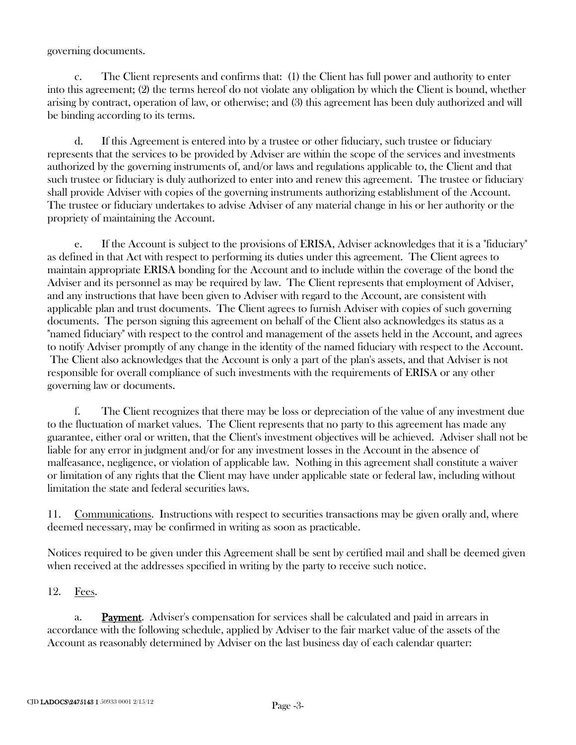governing documents.

c. The Client represents and confirms that: (1) the Client has full power and authority to enter into this agreement; (2) the terms hereof do not violate any obligation by which the Client is bound, whether arising by contract, operation of law, or otherwise; and (3) this agreement has been duly authorized and will be binding according to its terms.

d. If this Agreement is entered into by a trustee or other fiduciary, such trustee or fiduciary represents that the services to be provided by Adviser are within the scope of the services and investments authorized by the governing instruments of, and/or laws and regulations applicable to, the Client and that such trustee or fiduciary is duly authorized to enter into and renew this agreement. The trustee or fiduciary shall provide Adviser with copies of the governing instruments authorizing establishment of the Account. The trustee or fiduciary undertakes to advise Adviser of any material change in his or her authority or the propriety of maintaining the Account.

e. If the Account is subject to the provisions of ERISA, Adviser acknowledges that it is a "fiduciary" as defined in that Act with respect to performing its duties under this agreement. The Client agrees to maintain appropriate ERISA bonding for the Account and to include within the coverage of the bond the Adviser and its personnel as may be required by law. The Client represents that employment of Adviser, and any instructions that have been given to Adviser with regard to the Account, are consistent with applicable plan and trust documents. The Client agrees to furnish Adviser with copies of such governing documents. The person signing this agreement on behalf of the Client also acknowledges its status as a "named fiduciary" with respect to the control and management of the assets held in the Account, and agrees to notify Adviser promptly of any change in the identity of the named fiduciary with respect to the Account. The Client also acknowledges that the Account is only a part of the plan's assets, and that Adviser is not responsible for overall compliance of such investments with the requirements of ERISA or any other governing law or documents.

f. The Client recognizes that there may be loss or depreciation of the value of any investment due to the fluctuation of market values. The Client represents that no party to this agreement has made any guarantee, either oral or written, that the Client's investment objectives will be achieved. Adviser shall not be liable for any error in judgment and/or for any investment losses in the Account in the absence of malfeasance, negligence, or violation of applicable law. Nothing in this agreement shall constitute a waiver or limitation of any rights that the Client may have under applicable state or federal law, including without limitation the state and federal securities laws.

11. Communications. Instructions with respect to securities transactions may be given orally and, where deemed necessary, may be confirmed in writing as soon as practicable.

Notices required to be given under this Agreement shall be sent by certified mail and shall be deemed given when received at the addresses specified in writing by the party to receive such notice.

12. Fees.

a. **Payment**. Adviser's compensation for services shall be calculated and paid in arrears in accordance with the following schedule, applied by Adviser to the fair market value of the assets of the Account as reasonably determined by Adviser on the last business day of each calendar quarter: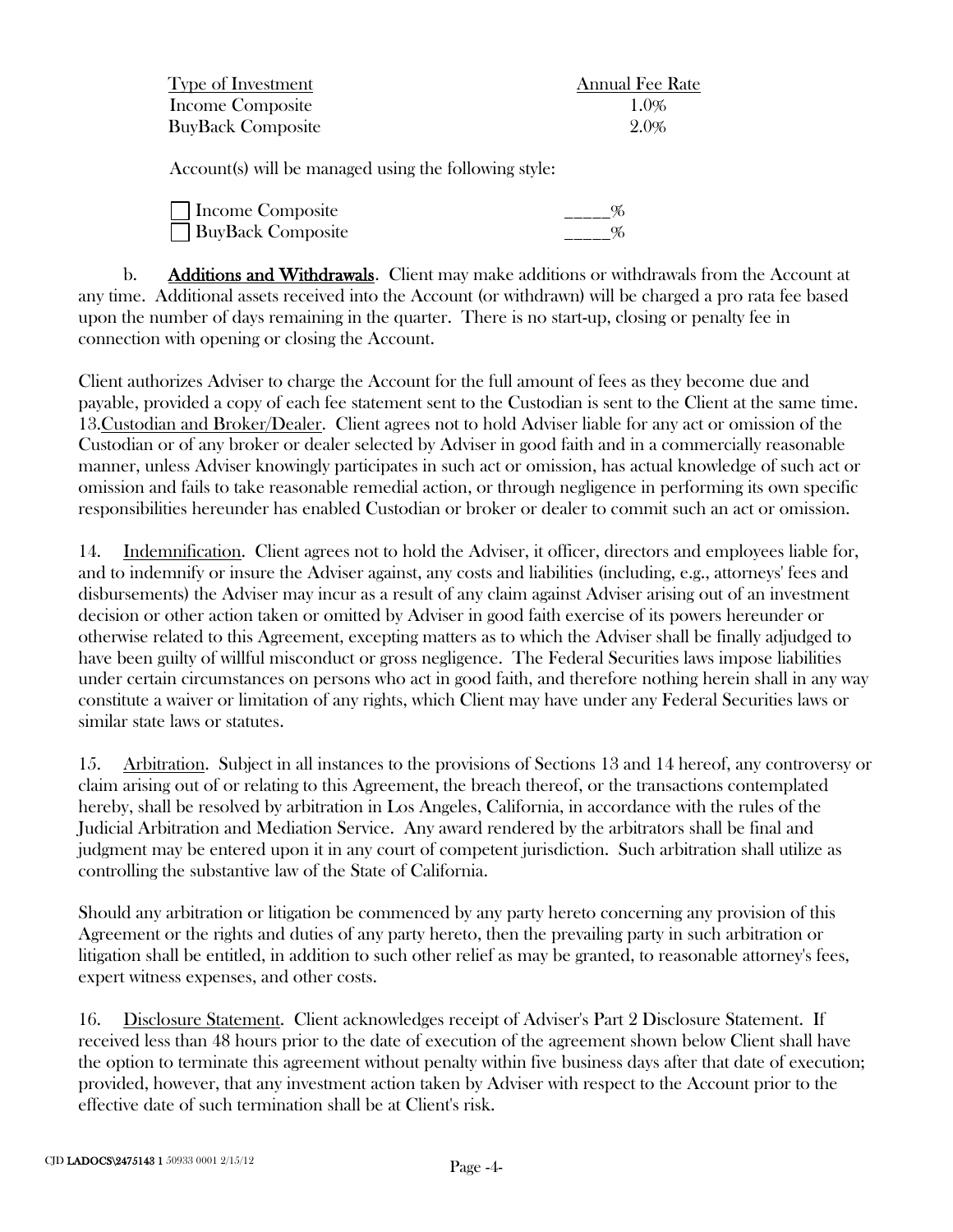| Type of Investment | Annual Fee Rate |
|---|---|
| Income Composite | 1.0% |
| BuyBack Composite | 2.0% |

Account(s) will be managed using the following style:

| | |
|---|---|
| ☐ Income Composite | _____% |
| ☐ BuyBack Composite | _____% |

b. **Additions and Withdrawals**. Client may make additions or withdrawals from the Account at any time. Additional assets received into the Account (or withdrawn) will be charged a pro rata fee based upon the number of days remaining in the quarter. There is no start-up, closing or penalty fee in connection with opening or closing the Account.

Client authorizes Adviser to charge the Account for the full amount of fees as they become due and payable, provided a copy of each fee statement sent to the Custodian is sent to the Client at the same time.

13. Custodian and Broker/Dealer. Client agrees not to hold Adviser liable for any act or omission of the Custodian or of any broker or dealer selected by Adviser in good faith and in a commercially reasonable manner, unless Adviser knowingly participates in such act or omission, has actual knowledge of such act or omission and fails to take reasonable remedial action, or through negligence in performing its own specific responsibilities hereunder has enabled Custodian or broker or dealer to commit such an act or omission.

14. Indemnification. Client agrees not to hold the Adviser, it officer, directors and employees liable for, and to indemnify or insure the Adviser against, any costs and liabilities (including, e.g., attorneys' fees and disbursements) the Adviser may incur as a result of any claim against Adviser arising out of an investment decision or other action taken or omitted by Adviser in good faith exercise of its powers hereunder or otherwise related to this Agreement, excepting matters as to which the Adviser shall be finally adjudged to have been guilty of willful misconduct or gross negligence. The Federal Securities laws impose liabilities under certain circumstances on persons who act in good faith, and therefore nothing herein shall in any way constitute a waiver or limitation of any rights, which Client may have under any Federal Securities laws or similar state laws or statutes.

15. Arbitration. Subject in all instances to the provisions of Sections 13 and 14 hereof, any controversy or claim arising out of or relating to this Agreement, the breach thereof, or the transactions contemplated hereby, shall be resolved by arbitration in Los Angeles, California, in accordance with the rules of the Judicial Arbitration and Mediation Service. Any award rendered by the arbitrators shall be final and judgment may be entered upon it in any court of competent jurisdiction. Such arbitration shall utilize as controlling the substantive law of the State of California.

Should any arbitration or litigation be commenced by any party hereto concerning any provision of this Agreement or the rights and duties of any party hereto, then the prevailing party in such arbitration or litigation shall be entitled, in addition to such other relief as may be granted, to reasonable attorney's fees, expert witness expenses, and other costs.

16. Disclosure Statement. Client acknowledges receipt of Adviser's Part 2 Disclosure Statement. If received less than 48 hours prior to the date of execution of the agreement shown below Client shall have the option to terminate this agreement without penalty within five business days after that date of execution; provided, however, that any investment action taken by Adviser with respect to the Account prior to the effective date of such termination shall be at Client's risk.

CJD **LADOCS\2475143 1** 50933 0001 2/15/12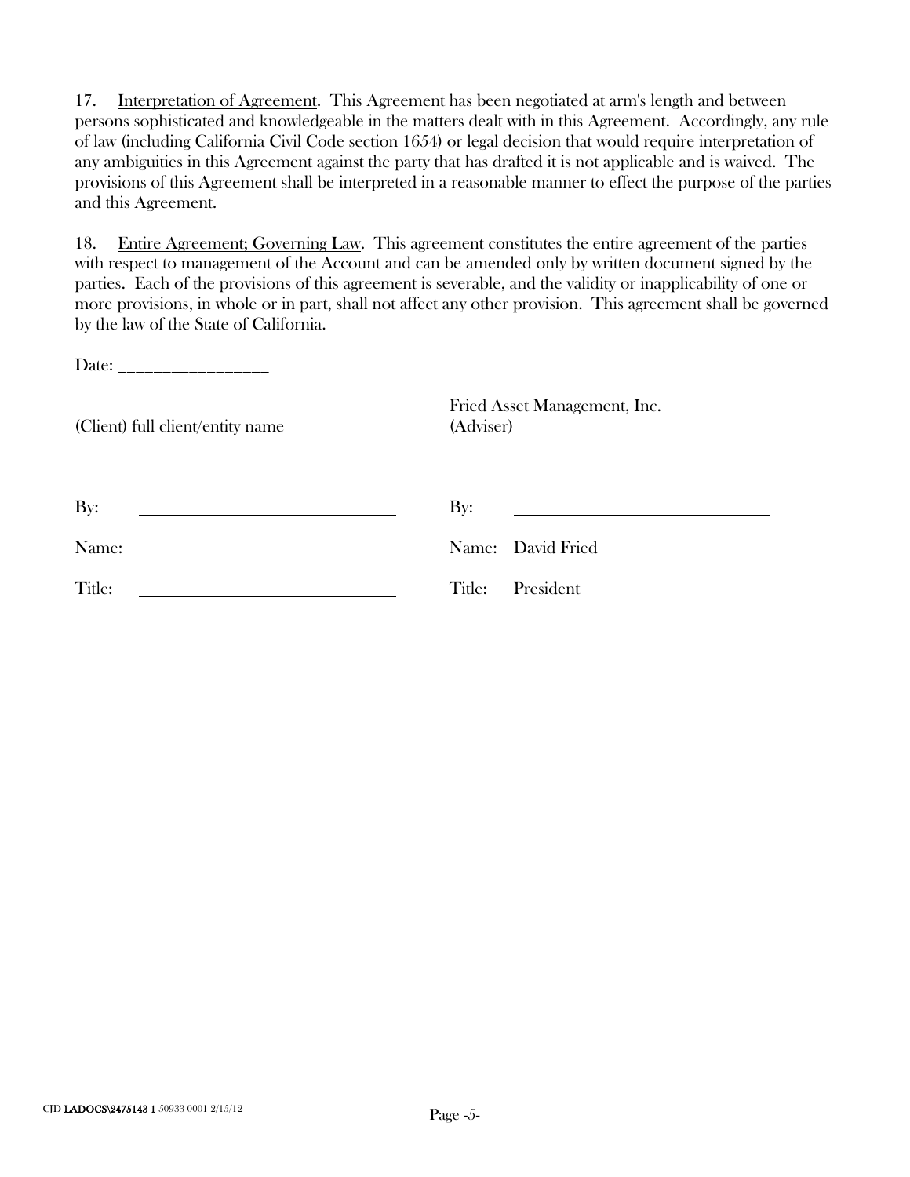17. Interpretation of Agreement. This Agreement has been negotiated at arm's length and between persons sophisticated and knowledgeable in the matters dealt with in this Agreement. Accordingly, any rule of law (including California Civil Code section 1654) or legal decision that would require interpretation of any ambiguities in this Agreement against the party that has drafted it is not applicable and is waived. The provisions of this Agreement shall be interpreted in a reasonable manner to effect the purpose of the parties and this Agreement.

18. Entire Agreement; Governing Law. This agreement constitutes the entire agreement of the parties with respect to management of the Account and can be amended only by written document signed by the parties. Each of the provisions of this agreement is severable, and the validity or inapplicability of one or more provisions, in whole or in part, shall not affect any other provision. This agreement shall be governed by the law of the State of California.

Date: ________________

| | |
|---|---|
| ______________________________ | Fried Asset Management, Inc. |
| (Client) full client/entity name | (Adviser) |
| By: ______________________________ | By: ______________________________ |
| Name: ______________________________ | Name: David Fried |
| Title: ______________________________ | Title: President |

CJD LADOCS\2475143 1 50933 0001 2/15/12